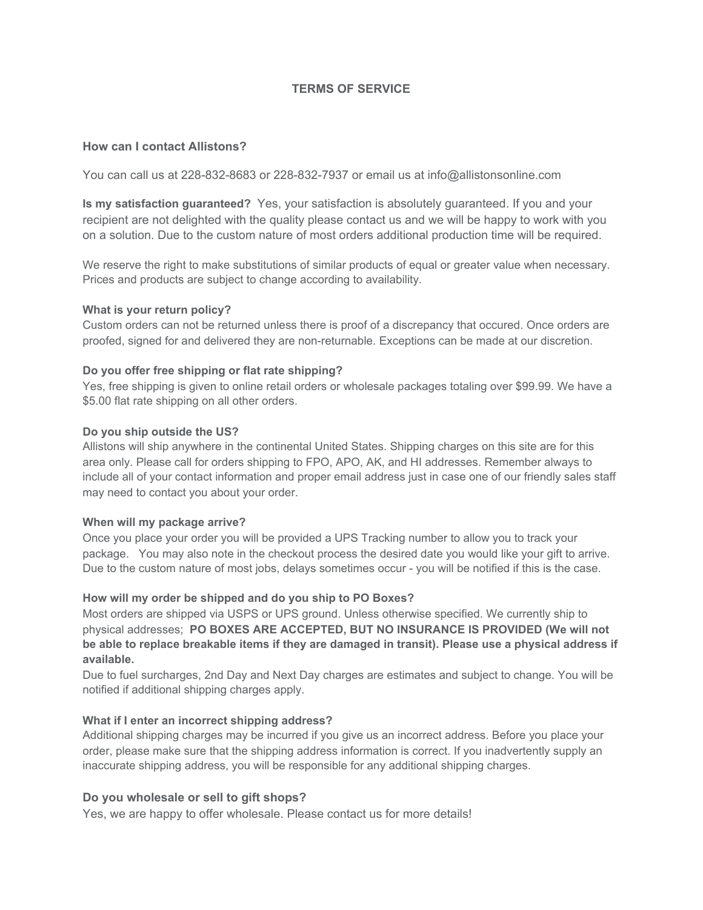# TERMS OF SERVICE

**How can I contact Allistons?**

You can call us at 228-832-8683 or 228-832-7937 or email us at info@allistonsonline.com

**Is my satisfaction guaranteed?** Yes, your satisfaction is absolutely guaranteed. If you and your recipient are not delighted with the quality please contact us and we will be happy to work with you on a solution. Due to the custom nature of most orders additional production time will be required.

We reserve the right to make substitutions of similar products of equal or greater value when necessary. Prices and products are subject to change according to availability.

**What is your return policy?**
Custom orders can not be returned unless there is proof of a discrepancy that occured. Once orders are proofed, signed for and delivered they are non-returnable. Exceptions can be made at our discretion.

**Do you offer free shipping or flat rate shipping?**
Yes, free shipping is given to online retail orders or wholesale packages totaling over $99.99. We have a $5.00 flat rate shipping on all other orders.

**Do you ship outside the US?**
Allistons will ship anywhere in the continental United States. Shipping charges on this site are for this area only. Please call for orders shipping to FPO, APO, AK, and HI addresses. Remember always to include all of your contact information and proper email address just in case one of our friendly sales staff may need to contact you about your order.

**When will my package arrive?**
Once you place your order you will be provided a UPS Tracking number to allow you to track your package. You may also note in the checkout process the desired date you would like your gift to arrive. Due to the custom nature of most jobs, delays sometimes occur - you will be notified if this is the case.

**How will my order be shipped and do you ship to PO Boxes?**
Most orders are shipped via USPS or UPS ground. Unless otherwise specified. We currently ship to physical addresses; **PO BOXES ARE ACCEPTED, BUT NO INSURANCE IS PROVIDED (We will not be able to replace breakable items if they are damaged in transit). Please use a physical address if available.**
Due to fuel surcharges, 2nd Day and Next Day charges are estimates and subject to change. You will be notified if additional shipping charges apply.

**What if I enter an incorrect shipping address?**
Additional shipping charges may be incurred if you give us an incorrect address. Before you place your order, please make sure that the shipping address information is correct. If you inadvertently supply an inaccurate shipping address, you will be responsible for any additional shipping charges.

**Do you wholesale or sell to gift shops?**
Yes, we are happy to offer wholesale. Please contact us for more details!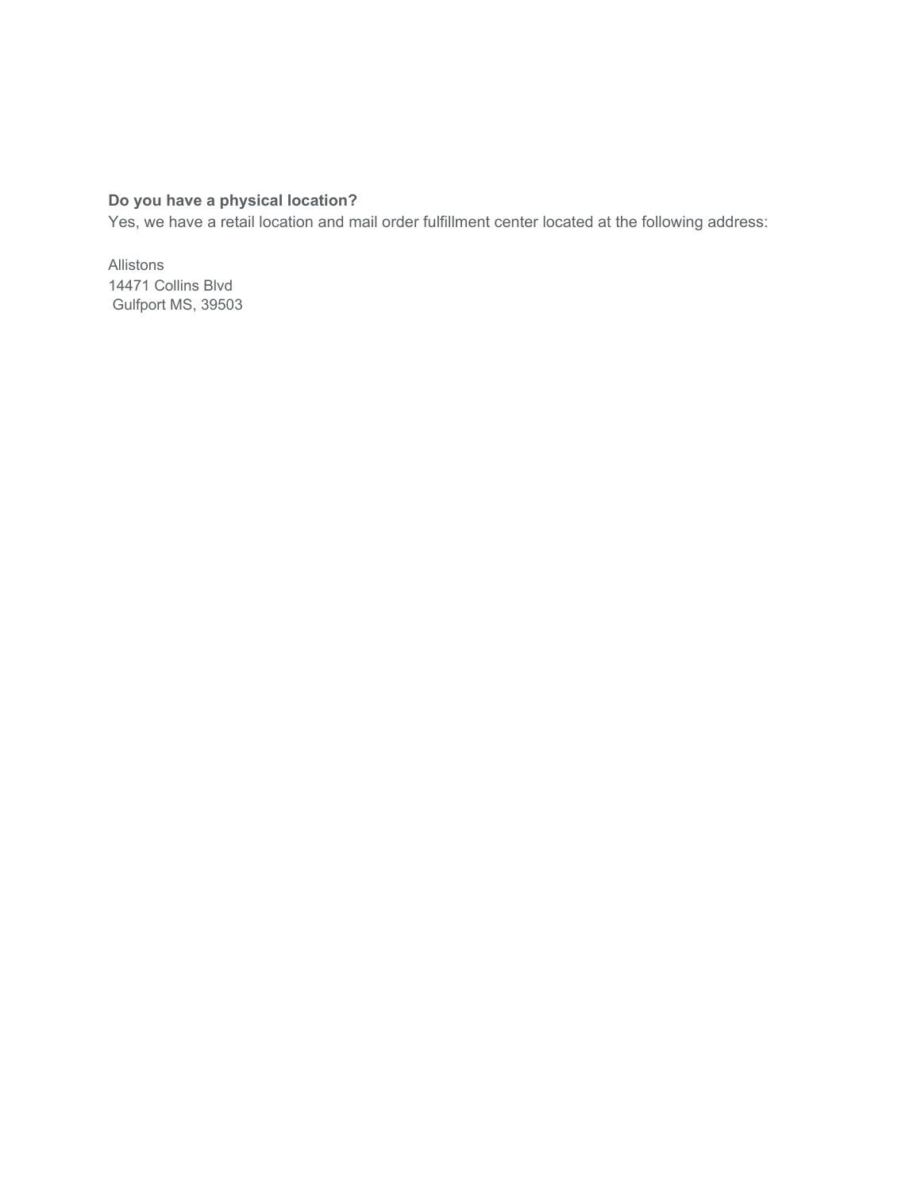**Do you have a physical location?**

Yes, we have a retail location and mail order fulfillment center located at the following address:

Allistons
14471 Collins Blvd
Gulfport MS, 39503